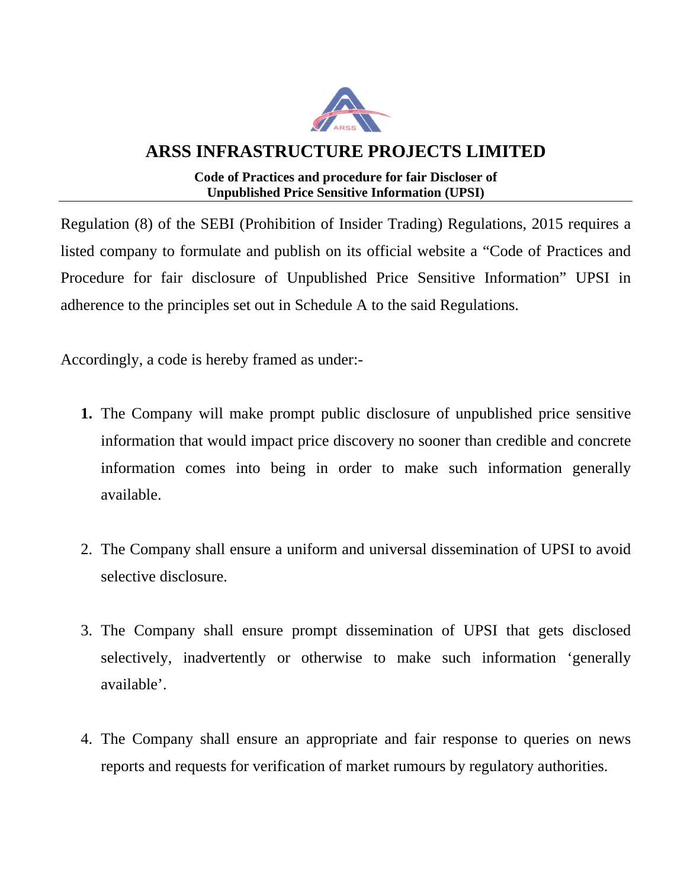# ARSS INFRASTRUCTURE PROJECTS LIMITED

**Code of Practices and procedure for fair Discloser of Unpublished Price Sensitive Information (UPSI)**

Regulation (8) of the SEBI (Prohibition of Insider Trading) Regulations, 2015 requires a listed company to formulate and publish on its official website a "Code of Practices and Procedure for fair disclosure of Unpublished Price Sensitive Information" UPSI in adherence to the principles set out in Schedule A to the said Regulations.

Accordingly, a code is hereby framed as under:-

1. The Company will make prompt public disclosure of unpublished price sensitive information that would impact price discovery no sooner than credible and concrete information comes into being in order to make such information generally available.

2. The Company shall ensure a uniform and universal dissemination of UPSI to avoid selective disclosure.

3. The Company shall ensure prompt dissemination of UPSI that gets disclosed selectively, inadvertently or otherwise to make such information 'generally available'.

4. The Company shall ensure an appropriate and fair response to queries on news reports and requests for verification of market rumours by regulatory authorities.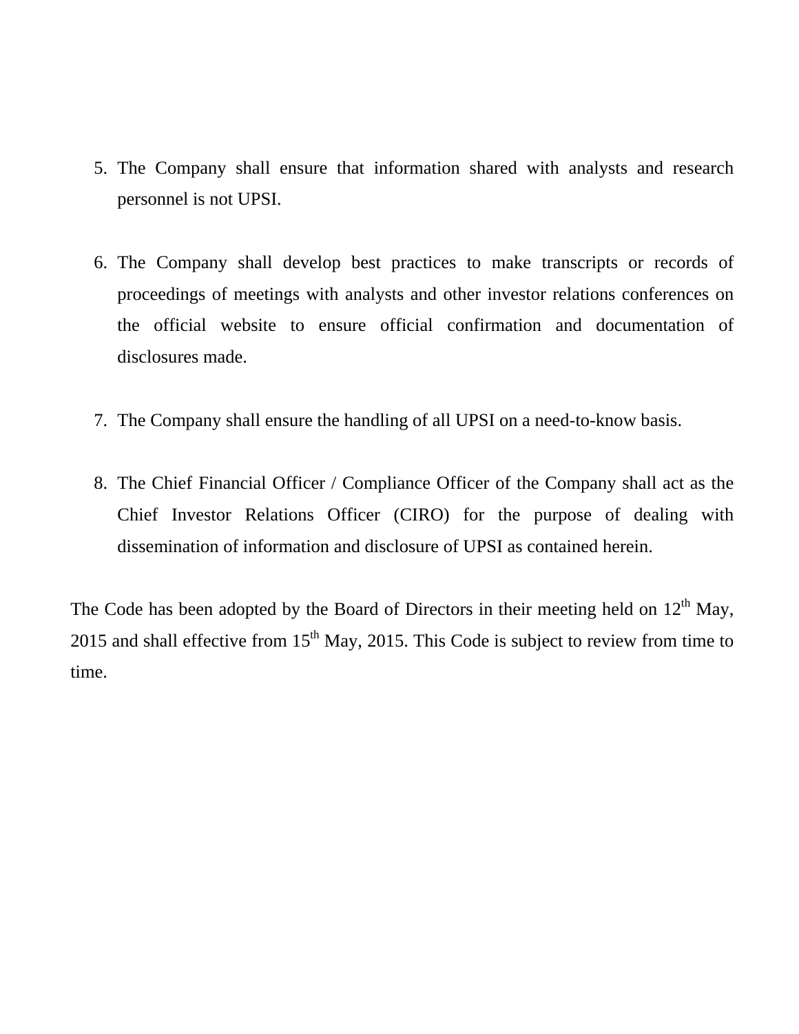5. The Company shall ensure that information shared with analysts and research personnel is not UPSI.

6. The Company shall develop best practices to make transcripts or records of proceedings of meetings with analysts and other investor relations conferences on the official website to ensure official confirmation and documentation of disclosures made.

7. The Company shall ensure the handling of all UPSI on a need-to-know basis.

8. The Chief Financial Officer / Compliance Officer of the Company shall act as the Chief Investor Relations Officer (CIRO) for the purpose of dealing with dissemination of information and disclosure of UPSI as contained herein.

The Code has been adopted by the Board of Directors in their meeting held on 12th May, 2015 and shall effective from 15th May, 2015. This Code is subject to review from time to time.